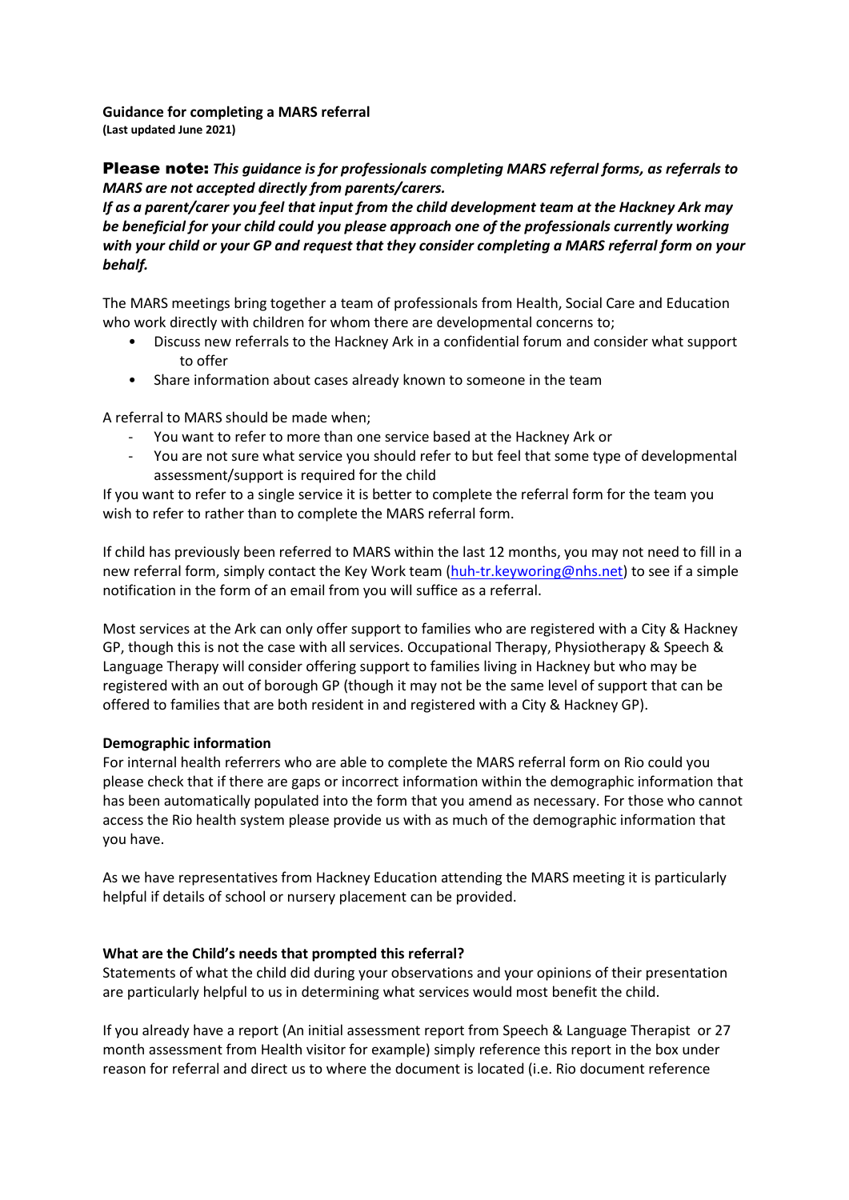**Guidance for completing a MARS referral**
**(Last updated June 2021)**

**Please note:** ***This guidance is for professionals completing MARS referral forms, as referrals to MARS are not accepted directly from parents/carers.***
***If as a parent/carer you feel that input from the child development team at the Hackney Ark may be beneficial for your child could you please approach one of the professionals currently working with your child or your GP and request that they consider completing a MARS referral form on your behalf.***

The MARS meetings bring together a team of professionals from Health, Social Care and Education who work directly with children for whom there are developmental concerns to;

- Discuss new referrals to the Hackney Ark in a confidential forum and consider what support to offer
- Share information about cases already known to someone in the team

A referral to MARS should be made when;

- You want to refer to more than one service based at the Hackney Ark or
- You are not sure what service you should refer to but feel that some type of developmental assessment/support is required for the child

If you want to refer to a single service it is better to complete the referral form for the team you wish to refer to rather than to complete the MARS referral form.

If child has previously been referred to MARS within the last 12 months, you may not need to fill in a new referral form, simply contact the Key Work team (huh-tr.keyworing@nhs.net) to see if a simple notification in the form of an email from you will suffice as a referral.

Most services at the Ark can only offer support to families who are registered with a City & Hackney GP, though this is not the case with all services. Occupational Therapy, Physiotherapy & Speech & Language Therapy will consider offering support to families living in Hackney but who may be registered with an out of borough GP (though it may not be the same level of support that can be offered to families that are both resident in and registered with a City & Hackney GP).

**Demographic information**
For internal health referrers who are able to complete the MARS referral form on Rio could you please check that if there are gaps or incorrect information within the demographic information that has been automatically populated into the form that you amend as necessary. For those who cannot access the Rio health system please provide us with as much of the demographic information that you have.

As we have representatives from Hackney Education attending the MARS meeting it is particularly helpful if details of school or nursery placement can be provided.

**What are the Child's needs that prompted this referral?**
Statements of what the child did during your observations and your opinions of their presentation are particularly helpful to us in determining what services would most benefit the child.

If you already have a report (An initial assessment report from Speech & Language Therapist or 27 month assessment from Health visitor for example) simply reference this report in the box under reason for referral and direct us to where the document is located (i.e. Rio document reference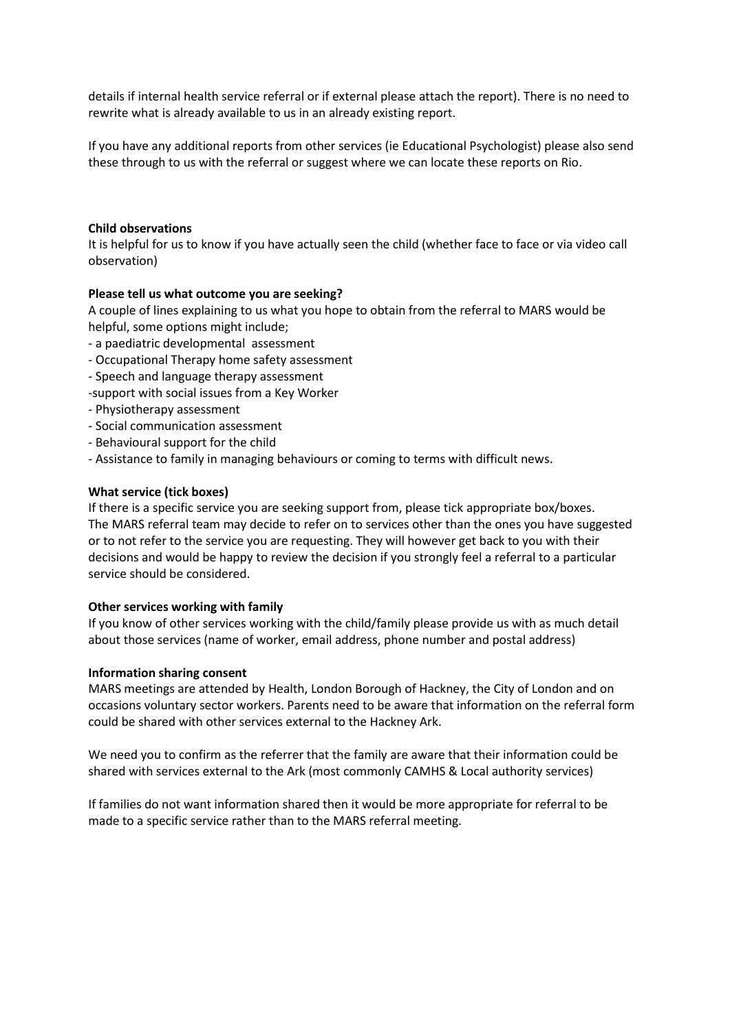details if internal health service referral or if external please attach the report). There is no need to rewrite what is already available to us in an already existing report.

If you have any additional reports from other services (ie Educational Psychologist) please also send these through to us with the referral or suggest where we can locate these reports on Rio.

**Child observations**
It is helpful for us to know if you have actually seen the child (whether face to face or via video call observation)

**Please tell us what outcome you are seeking?**
A couple of lines explaining to us what you hope to obtain from the referral to MARS would be helpful, some options might include;

- a paediatric developmental assessment
- Occupational Therapy home safety assessment
- Speech and language therapy assessment
- support with social issues from a Key Worker
- Physiotherapy assessment
- Social communication assessment
- Behavioural support for the child
- Assistance to family in managing behaviours or coming to terms with difficult news.

**What service (tick boxes)**
If there is a specific service you are seeking support from, please tick appropriate box/boxes. The MARS referral team may decide to refer on to services other than the ones you have suggested or to not refer to the service you are requesting. They will however get back to you with their decisions and would be happy to review the decision if you strongly feel a referral to a particular service should be considered.

**Other services working with family**
If you know of other services working with the child/family please provide us with as much detail about those services (name of worker, email address, phone number and postal address)

**Information sharing consent**
MARS meetings are attended by Health, London Borough of Hackney, the City of London and on occasions voluntary sector workers. Parents need to be aware that information on the referral form could be shared with other services external to the Hackney Ark.

We need you to confirm as the referrer that the family are aware that their information could be shared with services external to the Ark (most commonly CAMHS & Local authority services)

If families do not want information shared then it would be more appropriate for referral to be made to a specific service rather than to the MARS referral meeting.